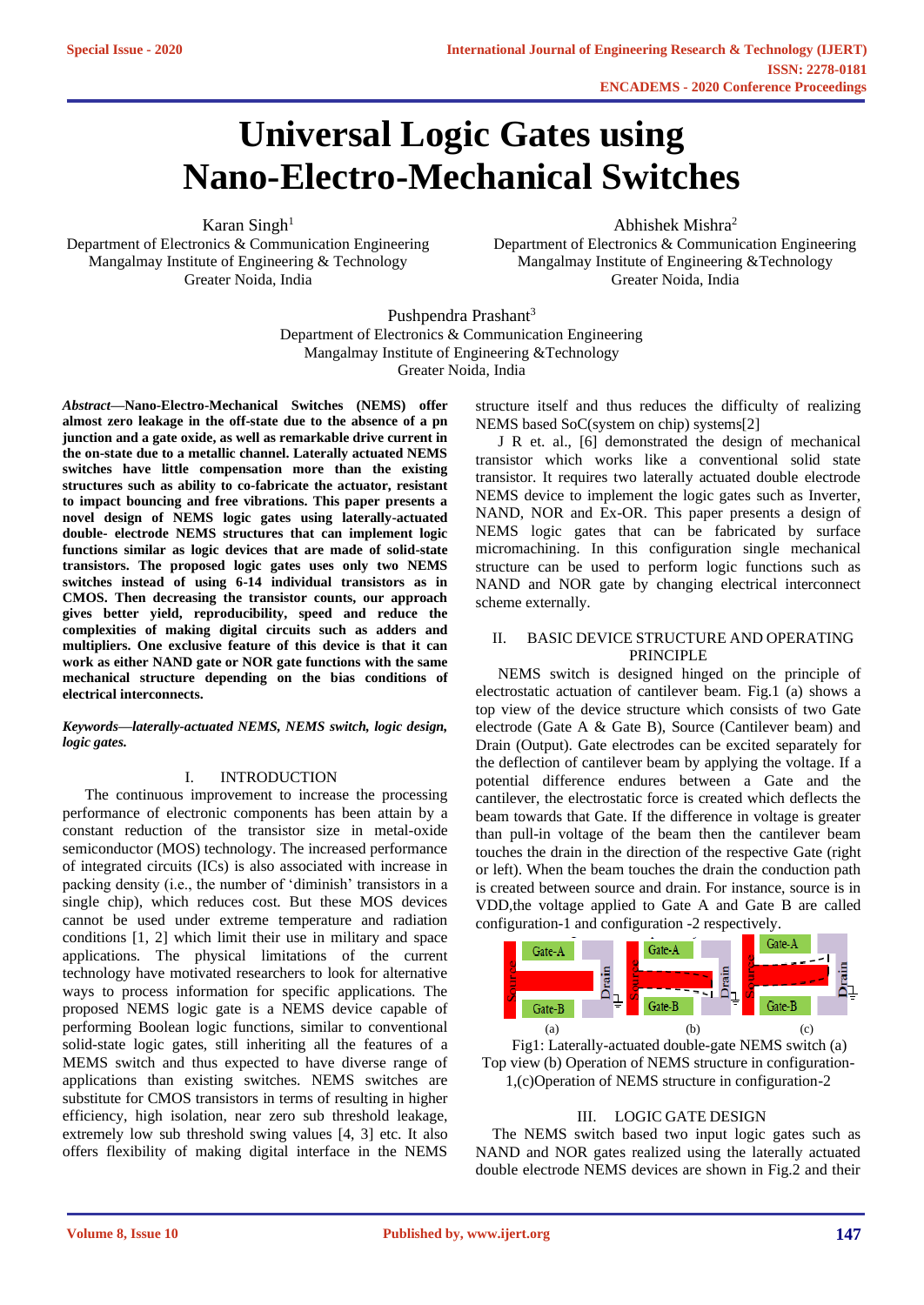# Universal Logic Gates using Nano-Electro-Mechanical Switches

Karan Singh[1]
Department of Electronics & Communication Engineering
Mangalmay Institute of Engineering & Technology
Greater Noida, India

Abhishek Mishra[2]
Department of Electronics & Communication Engineering
Mangalmay Institute of Engineering &Technology
Greater Noida, India

Pushpendra Prashant[3]
Department of Electronics & Communication Engineering
Mangalmay Institute of Engineering &Technology
Greater Noida, India

***Abstract*—Nano-Electro-Mechanical Switches (NEMS) offer almost zero leakage in the off-state due to the absence of a pn junction and a gate oxide, as well as remarkable drive current in the on-state due to a metallic channel. Laterally actuated NEMS switches have little compensation more than the existing structures such as ability to co-fabricate the actuator, resistant to impact bouncing and free vibrations. This paper presents a novel design of NEMS logic gates using laterally-actuated double- electrode NEMS structures that can implement logic functions similar as logic devices that are made of solid-state transistors. The proposed logic gates uses only two NEMS switches instead of using 6-14 individual transistors as in CMOS. Then decreasing the transistor counts, our approach gives better yield, reproducibility, speed and reduce the complexities of making digital circuits such as adders and multipliers. One exclusive feature of this device is that it can work as either NAND gate or NOR gate functions with the same mechanical structure depending on the bias conditions of electrical interconnects.**

***Keywords—laterally-actuated NEMS, NEMS switch, logic design, logic gates.***

## I. INTRODUCTION

The continuous improvement to increase the processing performance of electronic components has been attain by a constant reduction of the transistor size in metal-oxide semiconductor (MOS) technology. The increased performance of integrated circuits (ICs) is also associated with increase in packing density (i.e., the number of 'diminish' transistors in a single chip), which reduces cost. But these MOS devices cannot be used under extreme temperature and radiation conditions [1, 2] which limit their use in military and space applications. The physical limitations of the current technology have motivated researchers to look for alternative ways to process information for specific applications. The proposed NEMS logic gate is a NEMS device capable of performing Boolean logic functions, similar to conventional solid-state logic gates, still inheriting all the features of a MEMS switch and thus expected to have diverse range of applications than existing switches. NEMS switches are substitute for CMOS transistors in terms of resulting in higher efficiency, high isolation, near zero sub threshold leakage, extremely low sub threshold swing values [4, 3] etc. It also offers flexibility of making digital interface in the NEMS structure itself and thus reduces the difficulty of realizing NEMS based SoC(system on chip) systems[2]

J R et. al., [6] demonstrated the design of mechanical transistor which works like a conventional solid state transistor. It requires two laterally actuated double electrode NEMS device to implement the logic gates such as Inverter, NAND, NOR and Ex-OR. This paper presents a design of NEMS logic gates that can be fabricated by surface micromachining. In this configuration single mechanical structure can be used to perform logic functions such as NAND and NOR gate by changing electrical interconnect scheme externally.

## II. BASIC DEVICE STRUCTURE AND OPERATING PRINCIPLE

NEMS switch is designed hinged on the principle of electrostatic actuation of cantilever beam. Fig.1 (a) shows a top view of the device structure which consists of two Gate electrode (Gate A & Gate B), Source (Cantilever beam) and Drain (Output). Gate electrodes can be excited separately for the deflection of cantilever beam by applying the voltage. If a potential difference endures between a Gate and the cantilever, the electrostatic force is created which deflects the beam towards that Gate. If the difference in voltage is greater than pull-in voltage of the beam then the cantilever beam touches the drain in the direction of the respective Gate (right or left). When the beam touches the drain the conduction path is created between source and drain. For instance, source is in VDD,the voltage applied to Gate A and Gate B are called configuration-1 and configuration -2 respectively.

Fig1: Laterally-actuated double-gate NEMS switch (a) Top view (b) Operation of NEMS structure in configuration-1,(c)Operation of NEMS structure in configuration-2

## III. LOGIC GATE DESIGN

The NEMS switch based two input logic gates such as NAND and NOR gates realized using the laterally actuated double electrode NEMS devices are shown in Fig.2 and their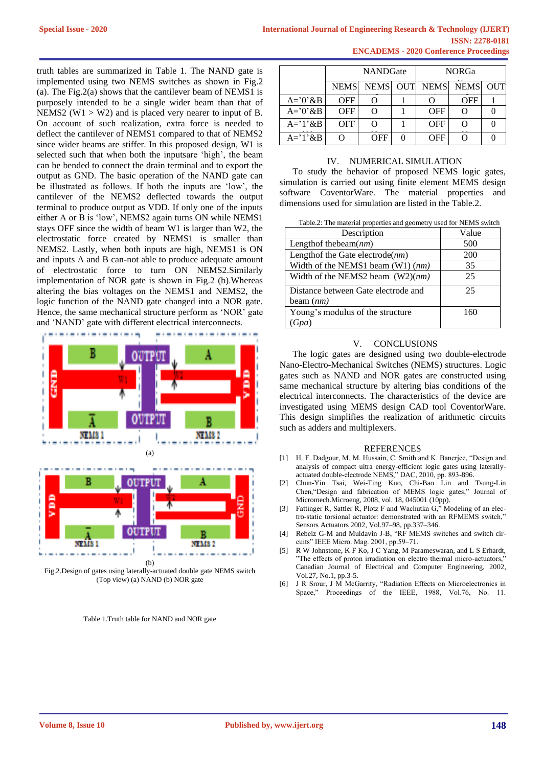truth tables are summarized in Table 1. The NAND gate is implemented using two NEMS switches as shown in Fig.2 (a). The Fig.2(a) shows that the cantilever beam of NEMS1 is purposely intended to be a single wider beam than that of NEMS2 (W1 > W2) and is placed very nearer to input of B. On account of such realization, extra force is needed to deflect the cantilever of NEMS1 compared to that of NEMS2 since wider beams are stiffer. In this proposed design, W1 is selected such that when both the inputsare 'high', the beam can be bended to connect the drain terminal and to export the output as GND. The basic operation of the NAND gate can be illustrated as follows. If both the inputs are 'low', the cantilever of the NEMS2 deflected towards the output terminal to produce output as VDD. If only one of the inputs either A or B is 'low', NEMS2 again turns ON while NEMS1 stays OFF since the width of beam W1 is larger than W2, the electrostatic force created by NEMS1 is smaller than NEMS2. Lastly, when both inputs are high, NEMS1 is ON and inputs A and B can-not able to produce adequate amount of electrostatic force to turn ON NEMS2.Similarly implementation of NOR gate is shown in Fig.2 (b).Whereas altering the bias voltages on the NEMS1 and NEMS2, the logic function of the NAND gate changed into a NOR gate. Hence, the same mechanical structure perform as 'NOR' gate and 'NAND' gate with different electrical interconnects.

B OUTPUT A
GND W1 W2 VDD
A̅ OUTPUT B
NEMS 1 NEMS 2

(a)

B OUTPUT A
VDD W1 W2 GND
A̅ OUTPUT B
NEMS 1 NEMS 2

(b)

Fig.2.Design of gates using laterally-actuated double gate NEMS switch (Top view) (a) NAND (b) NOR gate

Table 1.Truth table for NAND and NOR gate

| | NANDGate | | | NORGa | | |
|---|---|---|---|---|---|---|
| | NEMS | NEMS | OUT | NEMS | NEMS | OUT |
| A='0'&B | OFF | O | 1 | O | OFF | 1 |
| A='0'&B | OFF | O | 1 | OFF | O | 0 |
| A='1'&B | OFF | O | 1 | OFF | O | 0 |
| A='1'&B | O | OFF | 0 | OFF | O | 0 |

## IV. NUMERICAL SIMULATION

To study the behavior of proposed NEMS logic gates, simulation is carried out using finite element MEMS design software CoventorWare. The material properties and dimensions used for simulation are listed in the Table.2.

Table.2: The material properties and geometry used for NEMS switch

| Description | Value |
|---|---|
| Lengthof thebeam(*nm*) | 500 |
| Lengthof the Gate electrode(*nm*) | 200 |
| Width of the NEMS1 beam (W1) (*nm*) | 35 |
| Width of the NEMS2 beam (W2)(*nm*) | 25 |
| Distance between Gate electrode and beam (*nm*) | 25 |
| Young's modulus of the structure (*Gpa*) | 160 |

## V. CONCLUSIONS

The logic gates are designed using two double-electrode Nano-Electro-Mechanical Switches (NEMS) structures. Logic gates such as NAND and NOR gates are constructed using same mechanical structure by altering bias conditions of the electrical interconnections. The characteristics of the device are investigated using MEMS design CAD tool CoventorWare. This design simplifies the realization of arithmetic circuits such as adders and multiplexers.

## REFERENCES

[1] H. F. Dadgour, M. M. Hussain, C. Smith and K. Banerjee, "Design and analysis of compact ultra energy-efficient logic gates using laterally-actuated double-electrode NEMS," DAC, 2010, pp. 893-896.

[2] Chun-Yin Tsai, Wei-Ting Kuo, Chi-Bao Lin and Tsung-Lin Chen,"Design and fabrication of MEMS logic gates," Journal of Micromech.Microeng, 2008, vol. 18, 045001 (10pp).

[3] Fattinger R, Sattler R, Plotz F and Wachutka G," Modeling of an electro-static torsional actuator: demonstrated with an RFMEMS switch," Sensors Actuators 2002, Vol.97–98, pp.337–346.

[4] Rebeiz G-M and Muldavin J-B, "RF MEMS switches and switch circuits" IEEE Micro. Mag. 2001, pp.59–71.

[5] R W Johnstone, K F Ko, J C Yang, M Parameswaran, and L S Erhardt, "The effects of proton irradiation on electro thermal micro-actuators," Canadian Journal of Electrical and Computer Engineering, 2002, Vol.27, No.1, pp.3-5.

[6] J R Srour, J M McGarrity, "Radiation Effects on Microelectronics in Space," Proceedings of the IEEE, 1988, Vol.76, No. 11.